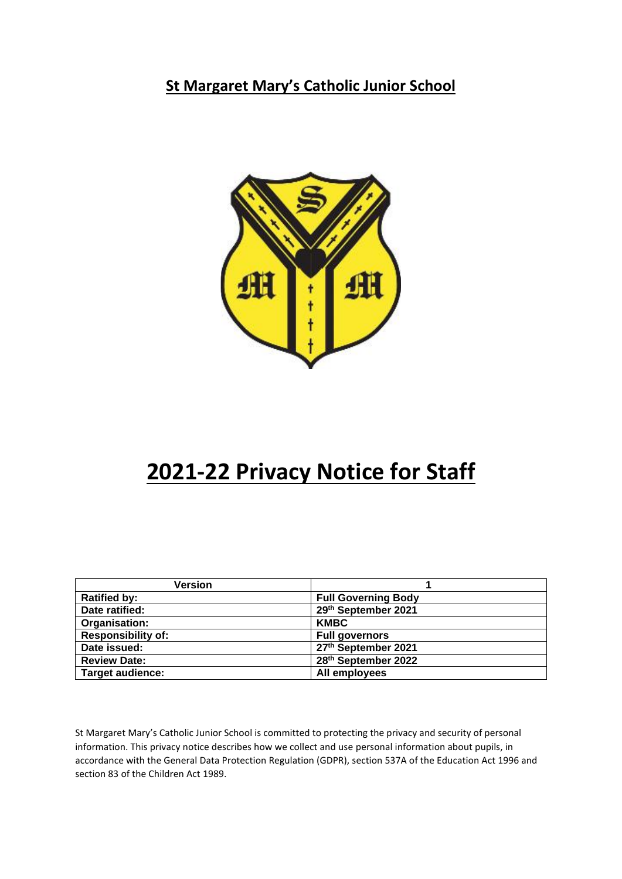# St Margaret Mary's Catholic Junior School

# 2021-22 Privacy Notice for Staff

| Version | 1 |
|---|---|
| **Ratified by:** | **Full Governing Body** |
| **Date ratified:** | **29th September 2021** |
| **Organisation:** | **KMBC** |
| **Responsibility of:** | **Full governors** |
| **Date issued:** | **27th September 2021** |
| **Review Date:** | **28th September 2022** |
| **Target audience:** | **All employees** |

St Margaret Mary's Catholic Junior School is committed to protecting the privacy and security of personal information. This privacy notice describes how we collect and use personal information about pupils, in accordance with the General Data Protection Regulation (GDPR), section 537A of the Education Act 1996 and section 83 of the Children Act 1989.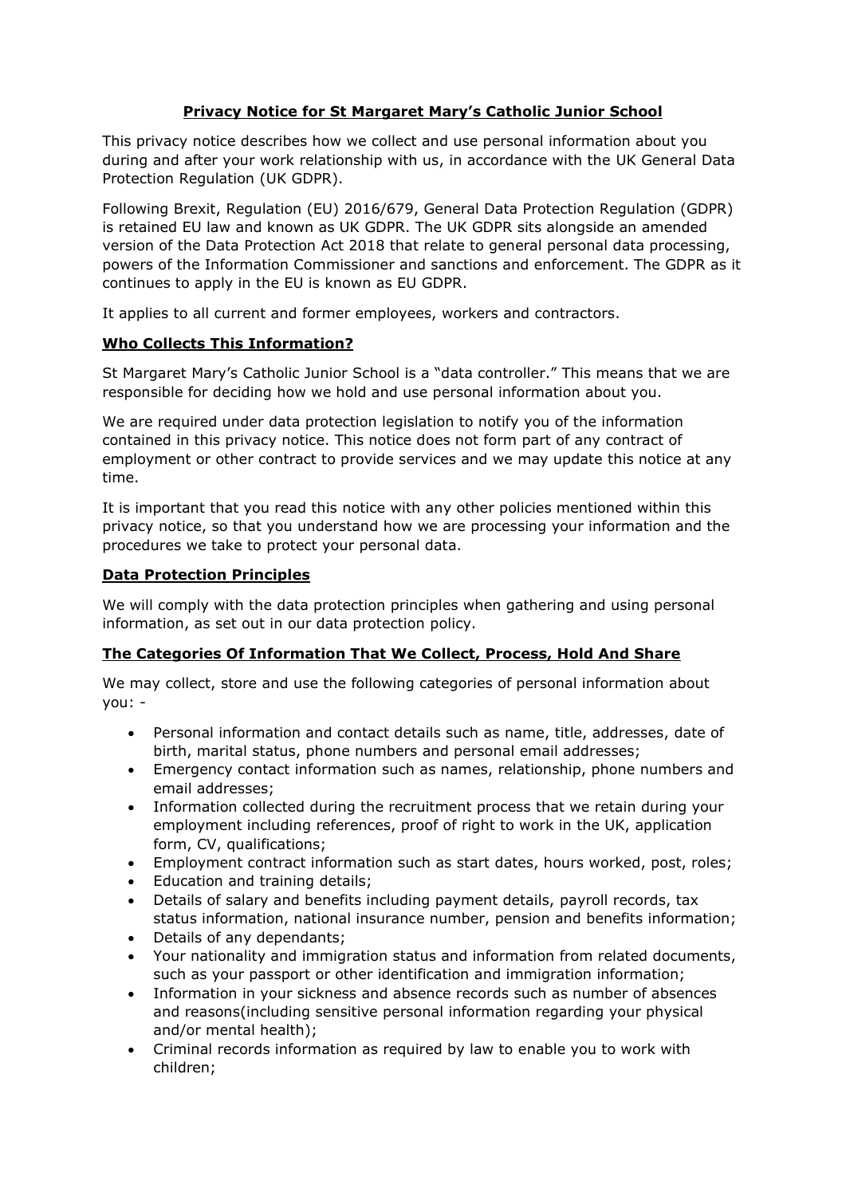# Privacy Notice for St Margaret Mary's Catholic Junior School

This privacy notice describes how we collect and use personal information about you during and after your work relationship with us, in accordance with the UK General Data Protection Regulation (UK GDPR).

Following Brexit, Regulation (EU) 2016/679, General Data Protection Regulation (GDPR) is retained EU law and known as UK GDPR. The UK GDPR sits alongside an amended version of the Data Protection Act 2018 that relate to general personal data processing, powers of the Information Commissioner and sanctions and enforcement. The GDPR as it continues to apply in the EU is known as EU GDPR.

It applies to all current and former employees, workers and contractors.

## Who Collects This Information?

St Margaret Mary's Catholic Junior School is a "data controller." This means that we are responsible for deciding how we hold and use personal information about you.

We are required under data protection legislation to notify you of the information contained in this privacy notice. This notice does not form part of any contract of employment or other contract to provide services and we may update this notice at any time.

It is important that you read this notice with any other policies mentioned within this privacy notice, so that you understand how we are processing your information and the procedures we take to protect your personal data.

## Data Protection Principles

We will comply with the data protection principles when gathering and using personal information, as set out in our data protection policy.

## The Categories Of Information That We Collect, Process, Hold And Share

We may collect, store and use the following categories of personal information about you: -

- Personal information and contact details such as name, title, addresses, date of birth, marital status, phone numbers and personal email addresses;
- Emergency contact information such as names, relationship, phone numbers and email addresses;
- Information collected during the recruitment process that we retain during your employment including references, proof of right to work in the UK, application form, CV, qualifications;
- Employment contract information such as start dates, hours worked, post, roles;
- Education and training details;
- Details of salary and benefits including payment details, payroll records, tax status information, national insurance number, pension and benefits information;
- Details of any dependants;
- Your nationality and immigration status and information from related documents, such as your passport or other identification and immigration information;
- Information in your sickness and absence records such as number of absences and reasons(including sensitive personal information regarding your physical and/or mental health);
- Criminal records information as required by law to enable you to work with children;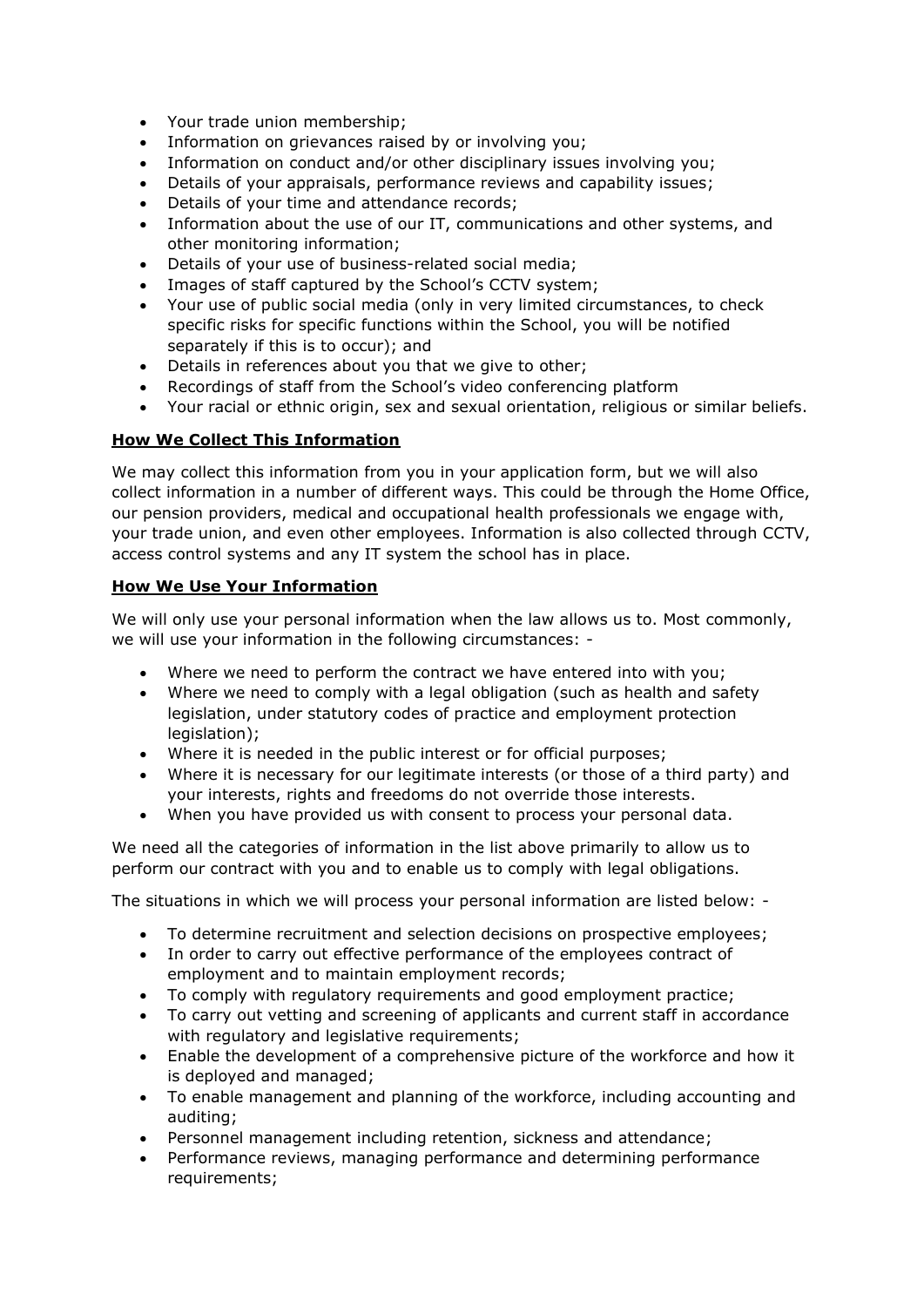- Your trade union membership;
- Information on grievances raised by or involving you;
- Information on conduct and/or other disciplinary issues involving you;
- Details of your appraisals, performance reviews and capability issues;
- Details of your time and attendance records;
- Information about the use of our IT, communications and other systems, and other monitoring information;
- Details of your use of business-related social media;
- Images of staff captured by the School's CCTV system;
- Your use of public social media (only in very limited circumstances, to check specific risks for specific functions within the School, you will be notified separately if this is to occur); and
- Details in references about you that we give to other;
- Recordings of staff from the School's video conferencing platform
- Your racial or ethnic origin, sex and sexual orientation, religious or similar beliefs.

**How We Collect This Information**

We may collect this information from you in your application form, but we will also collect information in a number of different ways. This could be through the Home Office, our pension providers, medical and occupational health professionals we engage with, your trade union, and even other employees. Information is also collected through CCTV, access control systems and any IT system the school has in place.

**How We Use Your Information**

We will only use your personal information when the law allows us to. Most commonly, we will use your information in the following circumstances: -

- Where we need to perform the contract we have entered into with you;
- Where we need to comply with a legal obligation (such as health and safety legislation, under statutory codes of practice and employment protection legislation);
- Where it is needed in the public interest or for official purposes;
- Where it is necessary for our legitimate interests (or those of a third party) and your interests, rights and freedoms do not override those interests.
- When you have provided us with consent to process your personal data.

We need all the categories of information in the list above primarily to allow us to perform our contract with you and to enable us to comply with legal obligations.

The situations in which we will process your personal information are listed below: -

- To determine recruitment and selection decisions on prospective employees;
- In order to carry out effective performance of the employees contract of employment and to maintain employment records;
- To comply with regulatory requirements and good employment practice;
- To carry out vetting and screening of applicants and current staff in accordance with regulatory and legislative requirements;
- Enable the development of a comprehensive picture of the workforce and how it is deployed and managed;
- To enable management and planning of the workforce, including accounting and auditing;
- Personnel management including retention, sickness and attendance;
- Performance reviews, managing performance and determining performance requirements;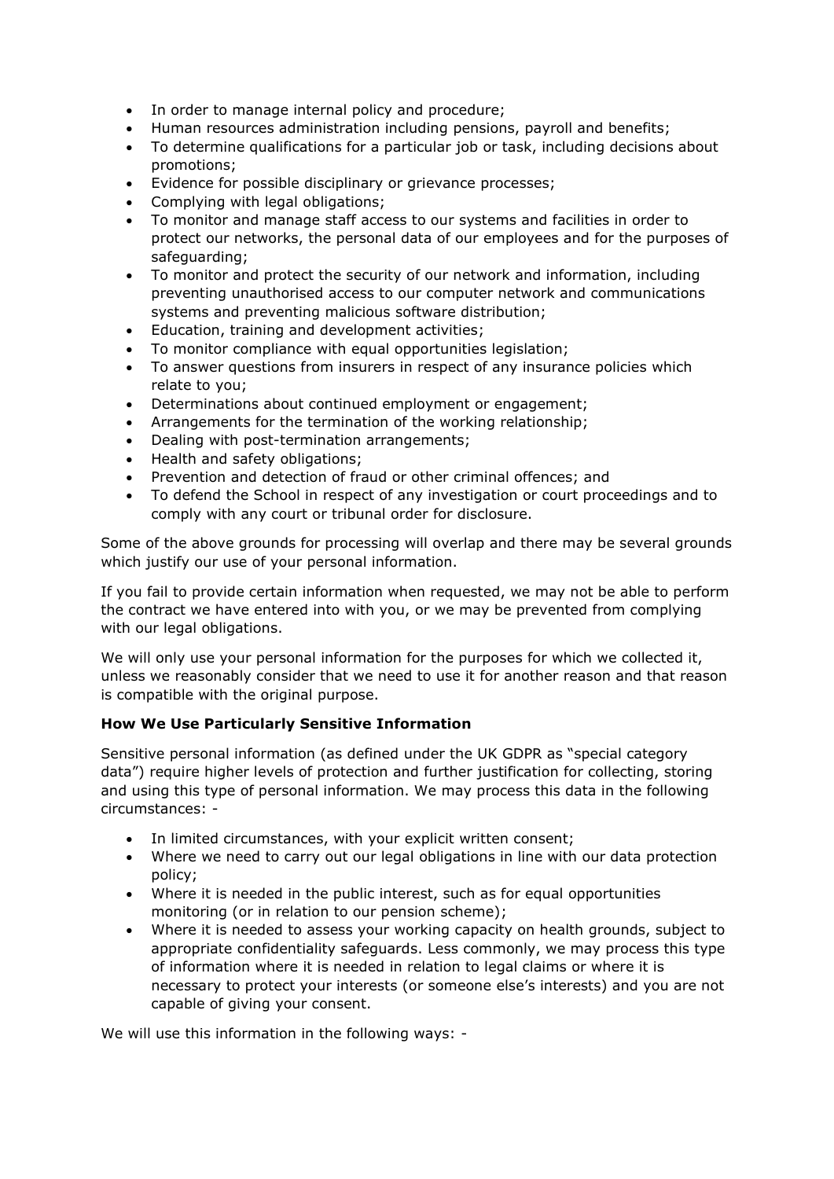- In order to manage internal policy and procedure;
- Human resources administration including pensions, payroll and benefits;
- To determine qualifications for a particular job or task, including decisions about promotions;
- Evidence for possible disciplinary or grievance processes;
- Complying with legal obligations;
- To monitor and manage staff access to our systems and facilities in order to protect our networks, the personal data of our employees and for the purposes of safeguarding;
- To monitor and protect the security of our network and information, including preventing unauthorised access to our computer network and communications systems and preventing malicious software distribution;
- Education, training and development activities;
- To monitor compliance with equal opportunities legislation;
- To answer questions from insurers in respect of any insurance policies which relate to you;
- Determinations about continued employment or engagement;
- Arrangements for the termination of the working relationship;
- Dealing with post-termination arrangements;
- Health and safety obligations;
- Prevention and detection of fraud or other criminal offences; and
- To defend the School in respect of any investigation or court proceedings and to comply with any court or tribunal order for disclosure.

Some of the above grounds for processing will overlap and there may be several grounds which justify our use of your personal information.

If you fail to provide certain information when requested, we may not be able to perform the contract we have entered into with you, or we may be prevented from complying with our legal obligations.

We will only use your personal information for the purposes for which we collected it, unless we reasonably consider that we need to use it for another reason and that reason is compatible with the original purpose.

**How We Use Particularly Sensitive Information**

Sensitive personal information (as defined under the UK GDPR as "special category data") require higher levels of protection and further justification for collecting, storing and using this type of personal information. We may process this data in the following circumstances: -

- In limited circumstances, with your explicit written consent;
- Where we need to carry out our legal obligations in line with our data protection policy;
- Where it is needed in the public interest, such as for equal opportunities monitoring (or in relation to our pension scheme);
- Where it is needed to assess your working capacity on health grounds, subject to appropriate confidentiality safeguards. Less commonly, we may process this type of information where it is needed in relation to legal claims or where it is necessary to protect your interests (or someone else's interests) and you are not capable of giving your consent.

We will use this information in the following ways: -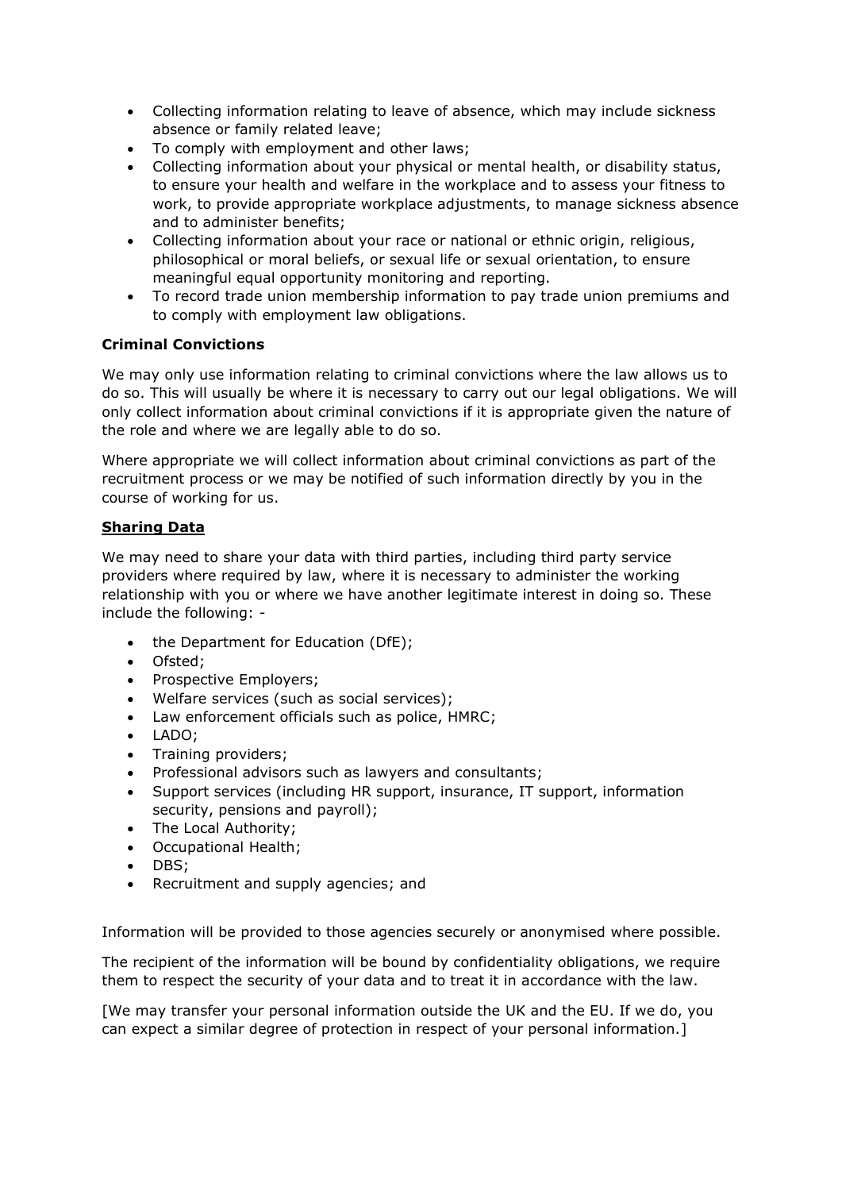- Collecting information relating to leave of absence, which may include sickness absence or family related leave;
- To comply with employment and other laws;
- Collecting information about your physical or mental health, or disability status, to ensure your health and welfare in the workplace and to assess your fitness to work, to provide appropriate workplace adjustments, to manage sickness absence and to administer benefits;
- Collecting information about your race or national or ethnic origin, religious, philosophical or moral beliefs, or sexual life or sexual orientation, to ensure meaningful equal opportunity monitoring and reporting.
- To record trade union membership information to pay trade union premiums and to comply with employment law obligations.

**Criminal Convictions**

We may only use information relating to criminal convictions where the law allows us to do so. This will usually be where it is necessary to carry out our legal obligations. We will only collect information about criminal convictions if it is appropriate given the nature of the role and where we are legally able to do so.

Where appropriate we will collect information about criminal convictions as part of the recruitment process or we may be notified of such information directly by you in the course of working for us.

**Sharing Data**

We may need to share your data with third parties, including third party service providers where required by law, where it is necessary to administer the working relationship with you or where we have another legitimate interest in doing so. These include the following: -

- the Department for Education (DfE);
- Ofsted;
- Prospective Employers;
- Welfare services (such as social services);
- Law enforcement officials such as police, HMRC;
- LADO;
- Training providers;
- Professional advisors such as lawyers and consultants;
- Support services (including HR support, insurance, IT support, information security, pensions and payroll);
- The Local Authority;
- Occupational Health;
- DBS;
- Recruitment and supply agencies; and

Information will be provided to those agencies securely or anonymised where possible.

The recipient of the information will be bound by confidentiality obligations, we require them to respect the security of your data and to treat it in accordance with the law.

[We may transfer your personal information outside the UK and the EU. If we do, you can expect a similar degree of protection in respect of your personal information.]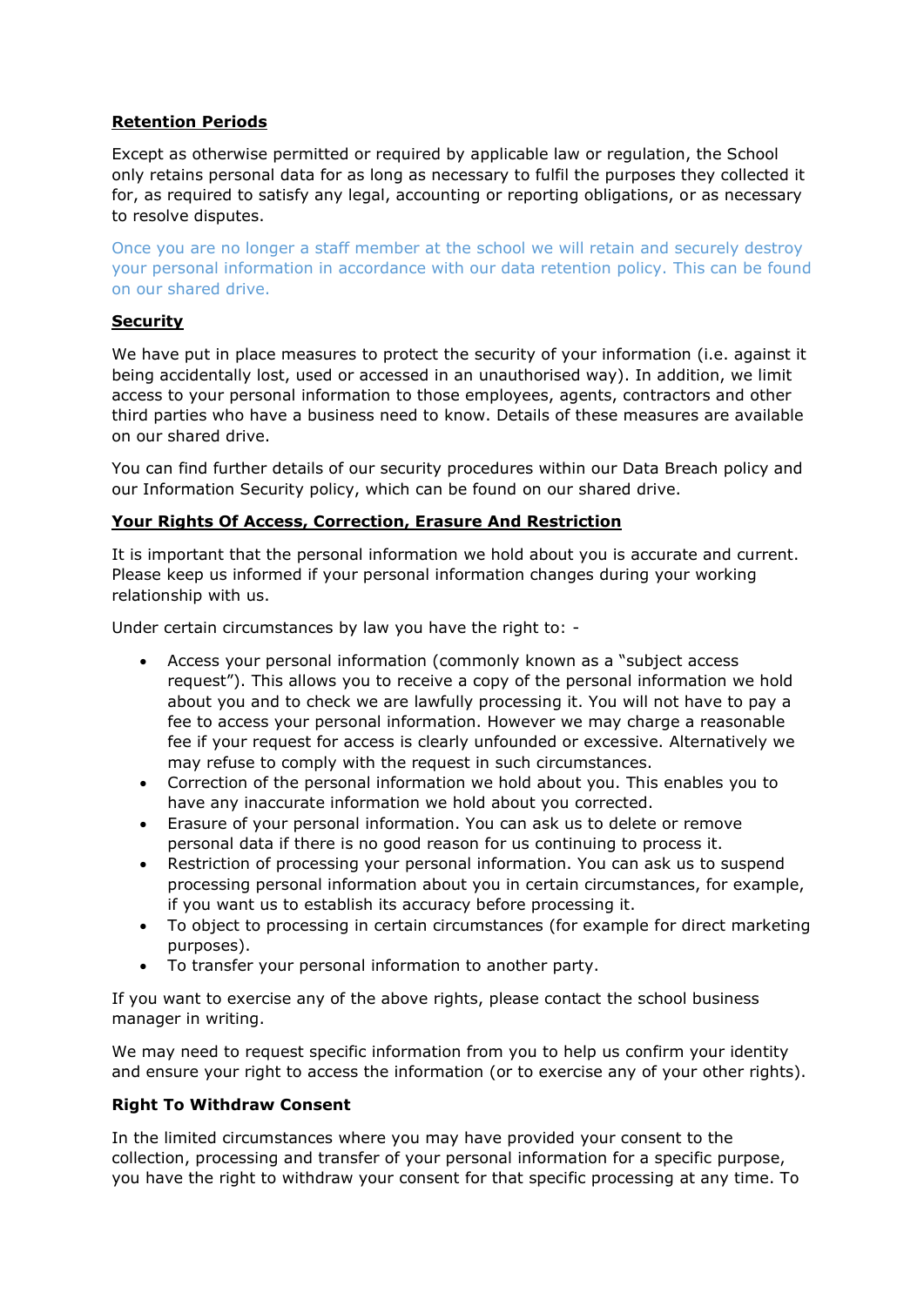**Retention Periods**

Except as otherwise permitted or required by applicable law or regulation, the School only retains personal data for as long as necessary to fulfil the purposes they collected it for, as required to satisfy any legal, accounting or reporting obligations, or as necessary to resolve disputes.

Once you are no longer a staff member at the school we will retain and securely destroy your personal information in accordance with our data retention policy. This can be found on our shared drive.

**Security**

We have put in place measures to protect the security of your information (i.e. against it being accidentally lost, used or accessed in an unauthorised way). In addition, we limit access to your personal information to those employees, agents, contractors and other third parties who have a business need to know. Details of these measures are available on our shared drive.

You can find further details of our security procedures within our Data Breach policy and our Information Security policy, which can be found on our shared drive.

**Your Rights Of Access, Correction, Erasure And Restriction**

It is important that the personal information we hold about you is accurate and current. Please keep us informed if your personal information changes during your working relationship with us.

Under certain circumstances by law you have the right to: -

- Access your personal information (commonly known as a "subject access request"). This allows you to receive a copy of the personal information we hold about you and to check we are lawfully processing it. You will not have to pay a fee to access your personal information. However we may charge a reasonable fee if your request for access is clearly unfounded or excessive. Alternatively we may refuse to comply with the request in such circumstances.
- Correction of the personal information we hold about you. This enables you to have any inaccurate information we hold about you corrected.
- Erasure of your personal information. You can ask us to delete or remove personal data if there is no good reason for us continuing to process it.
- Restriction of processing your personal information. You can ask us to suspend processing personal information about you in certain circumstances, for example, if you want us to establish its accuracy before processing it.
- To object to processing in certain circumstances (for example for direct marketing purposes).
- To transfer your personal information to another party.

If you want to exercise any of the above rights, please contact the school business manager in writing.

We may need to request specific information from you to help us confirm your identity and ensure your right to access the information (or to exercise any of your other rights).

**Right To Withdraw Consent**

In the limited circumstances where you may have provided your consent to the collection, processing and transfer of your personal information for a specific purpose, you have the right to withdraw your consent for that specific processing at any time. To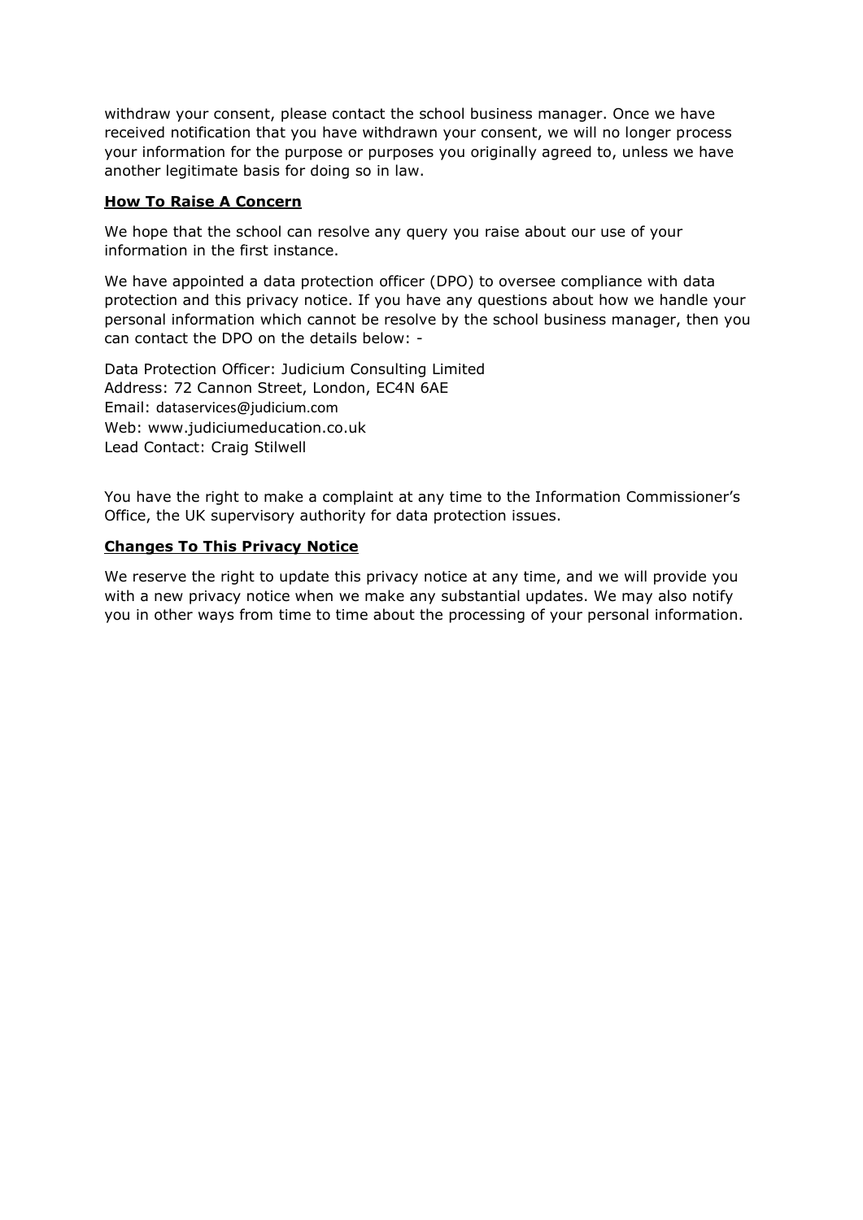withdraw your consent, please contact the school business manager. Once we have received notification that you have withdrawn your consent, we will no longer process your information for the purpose or purposes you originally agreed to, unless we have another legitimate basis for doing so in law.

**How To Raise A Concern**

We hope that the school can resolve any query you raise about our use of your information in the first instance.

We have appointed a data protection officer (DPO) to oversee compliance with data protection and this privacy notice. If you have any questions about how we handle your personal information which cannot be resolve by the school business manager, then you can contact the DPO on the details below: -

Data Protection Officer: Judicium Consulting Limited
Address: 72 Cannon Street, London, EC4N 6AE
Email: dataservices@judicium.com
Web: www.judiciumeducation.co.uk
Lead Contact: Craig Stilwell

You have the right to make a complaint at any time to the Information Commissioner's Office, the UK supervisory authority for data protection issues.

**Changes To This Privacy Notice**

We reserve the right to update this privacy notice at any time, and we will provide you with a new privacy notice when we make any substantial updates. We may also notify you in other ways from time to time about the processing of your personal information.